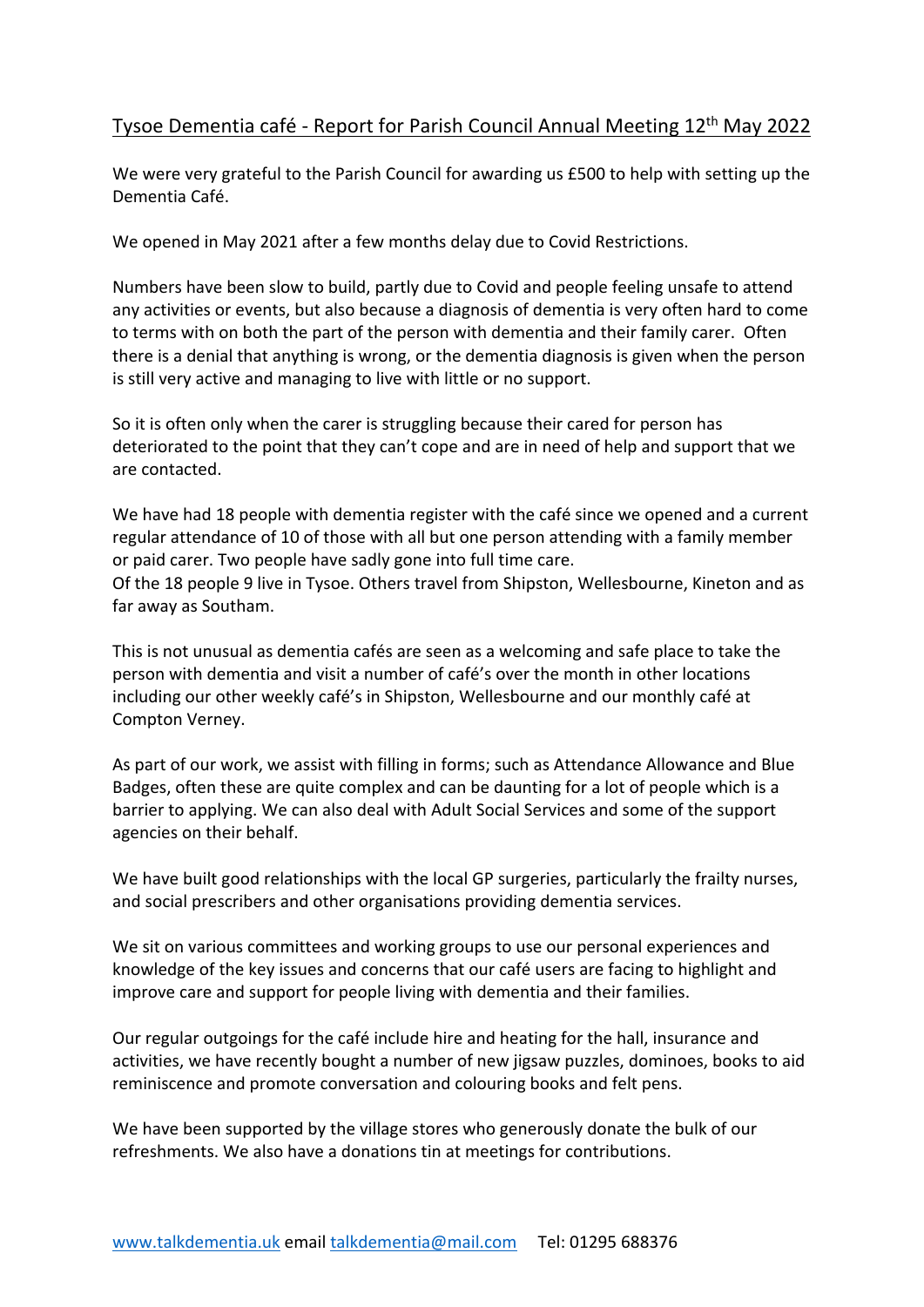# Tysoe Dementia café - Report for Parish Council Annual Meeting 12th May 2022

We were very grateful to the Parish Council for awarding us £500 to help with setting up the Dementia Café.

We opened in May 2021 after a few months delay due to Covid Restrictions.

Numbers have been slow to build, partly due to Covid and people feeling unsafe to attend any activities or events, but also because a diagnosis of dementia is very often hard to come to terms with on both the part of the person with dementia and their family carer. Often there is a denial that anything is wrong, or the dementia diagnosis is given when the person is still very active and managing to live with little or no support.

So it is often only when the carer is struggling because their cared for person has deteriorated to the point that they can't cope and are in need of help and support that we are contacted.

We have had 18 people with dementia register with the café since we opened and a current regular attendance of 10 of those with all but one person attending with a family member or paid carer. Two people have sadly gone into full time care.
Of the 18 people 9 live in Tysoe. Others travel from Shipston, Wellesbourne, Kineton and as far away as Southam.

This is not unusual as dementia cafés are seen as a welcoming and safe place to take the person with dementia and visit a number of café's over the month in other locations including our other weekly café's in Shipston, Wellesbourne and our monthly café at Compton Verney.

As part of our work, we assist with filling in forms; such as Attendance Allowance and Blue Badges, often these are quite complex and can be daunting for a lot of people which is a barrier to applying. We can also deal with Adult Social Services and some of the support agencies on their behalf.

We have built good relationships with the local GP surgeries, particularly the frailty nurses, and social prescribers and other organisations providing dementia services.

We sit on various committees and working groups to use our personal experiences and knowledge of the key issues and concerns that our café users are facing to highlight and improve care and support for people living with dementia and their families.

Our regular outgoings for the café include hire and heating for the hall, insurance and activities, we have recently bought a number of new jigsaw puzzles, dominoes, books to aid reminiscence and promote conversation and colouring books and felt pens.

We have been supported by the village stores who generously donate the bulk of our refreshments. We also have a donations tin at meetings for contributions.

www.talkdementia.uk email talkdementia@mail.com Tel: 01295 688376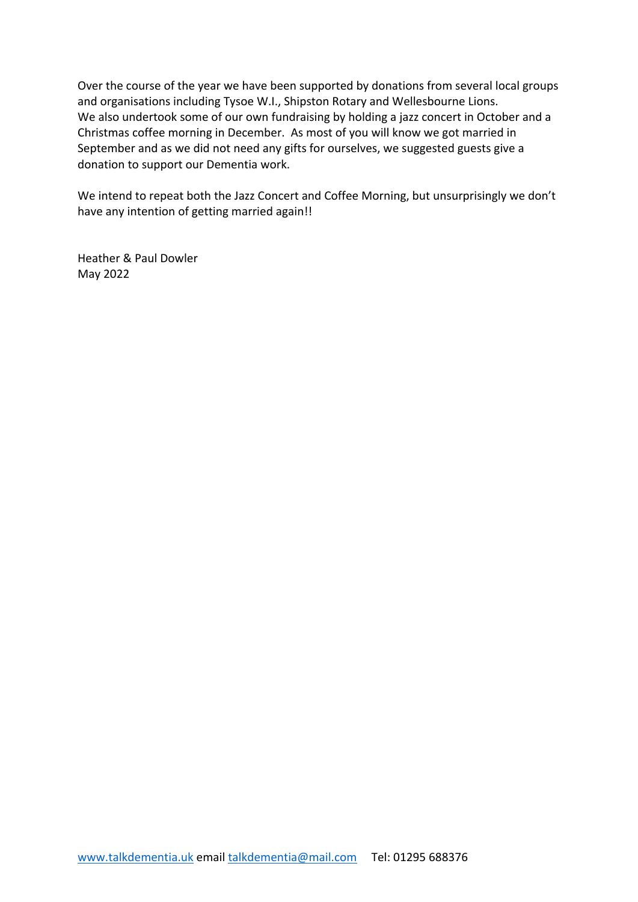Over the course of the year we have been supported by donations from several local groups and organisations including Tysoe W.I., Shipston Rotary and Wellesbourne Lions.
We also undertook some of our own fundraising by holding a jazz concert in October and a Christmas coffee morning in December. As most of you will know we got married in September and as we did not need any gifts for ourselves, we suggested guests give a donation to support our Dementia work.

We intend to repeat both the Jazz Concert and Coffee Morning, but unsurprisingly we don't have any intention of getting married again!!

Heather & Paul Dowler
May 2022

www.talkdementia.uk email talkdementia@mail.com Tel: 01295 688376